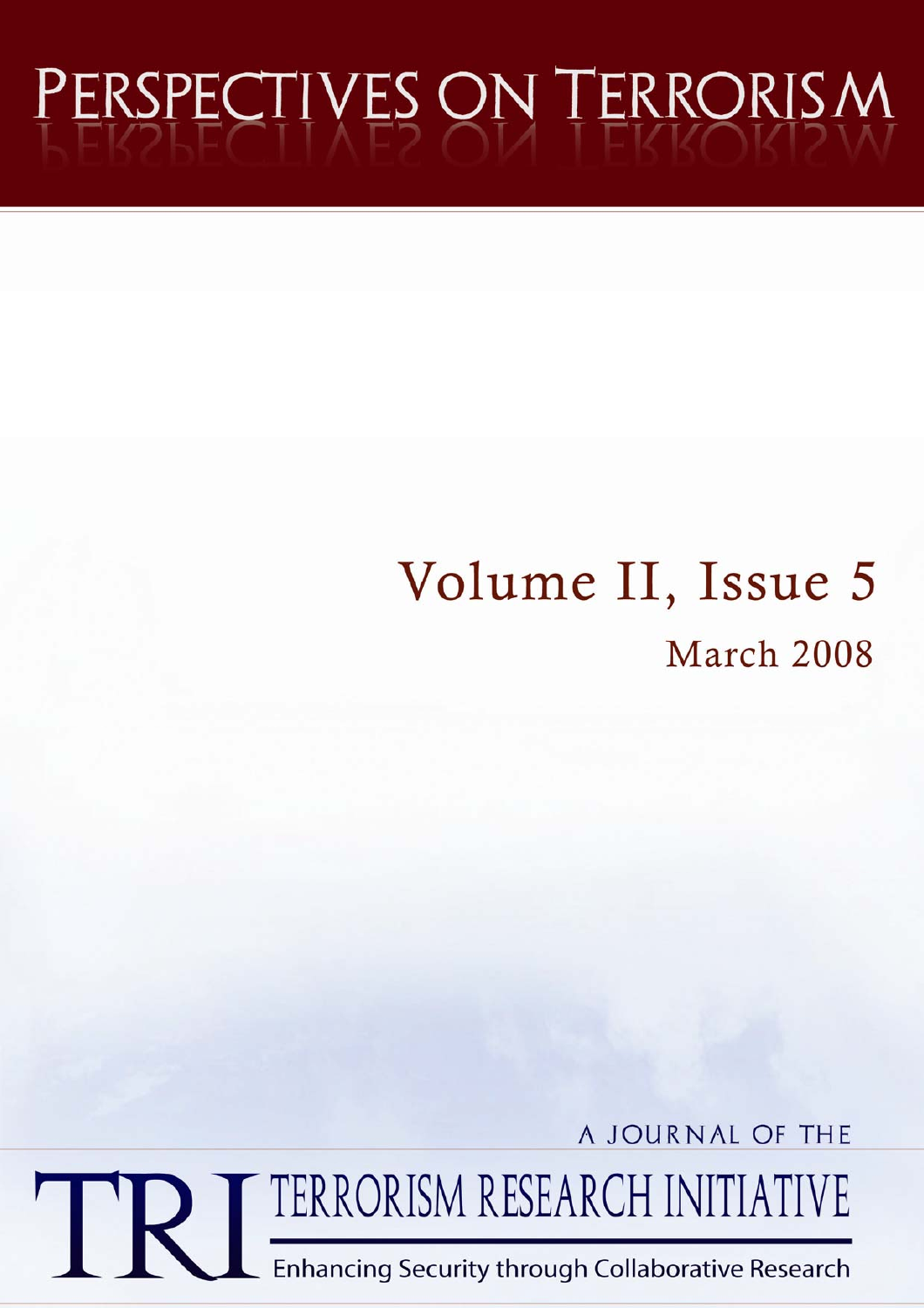# PERSPECTIVES ON TERRORISM

## Volume II, Issue 5

March 2008

A JOURNAL OF THE

TRI TERRORISM RESEARCH INITIATIVE

Enhancing Security through Collaborative Research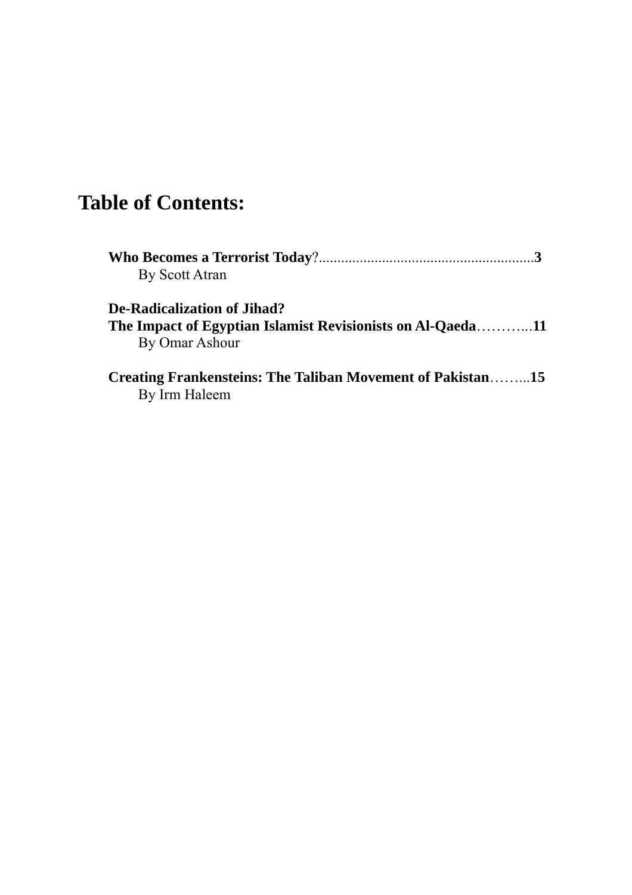# Table of Contents:

**Who Becomes a Terrorist Today**?........................................................**3**
By Scott Atran

**De-Radicalization of Jihad?**
**The Impact of Egyptian Islamist Revisionists on Al-Qaeda**………...**11**
By Omar Ashour

**Creating Frankensteins: The Taliban Movement of Pakistan**……...**15**
By Irm Haleem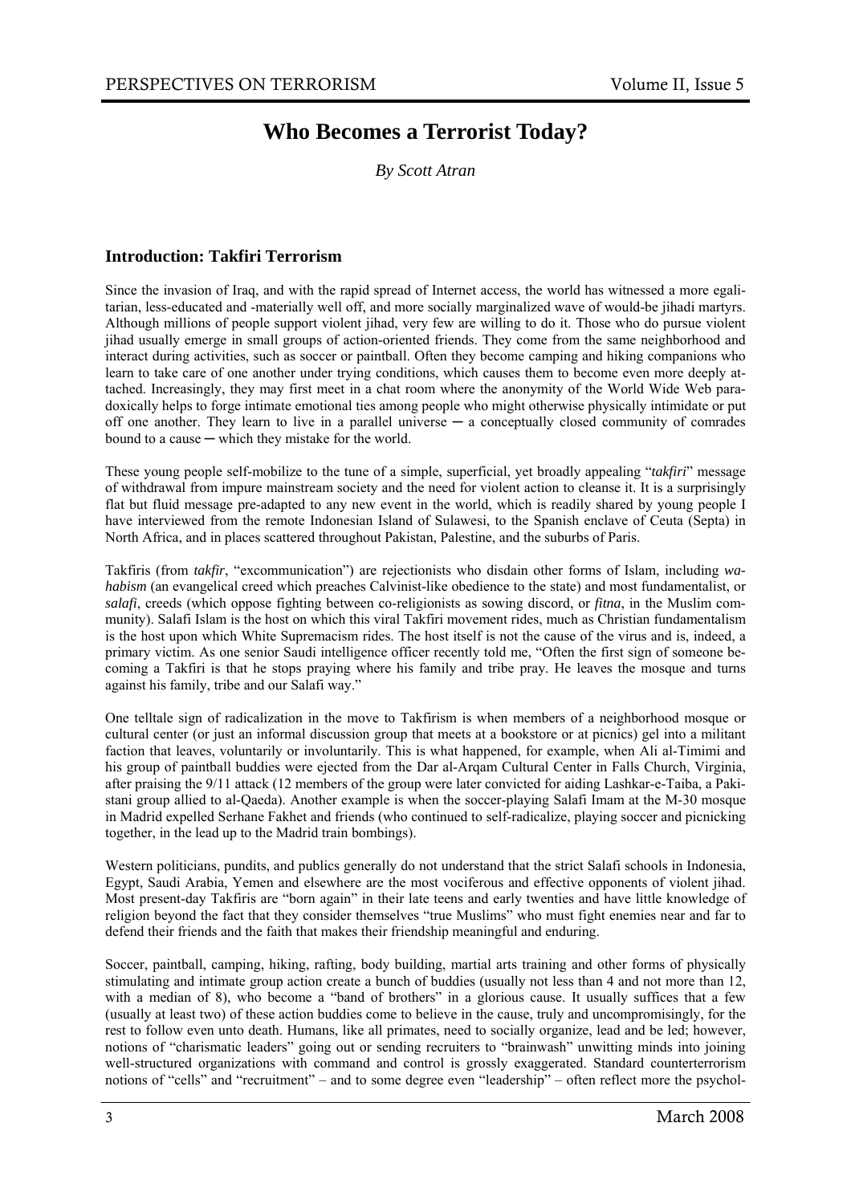# Who Becomes a Terrorist Today?

*By Scott Atran*

## Introduction: Takfiri Terrorism

Since the invasion of Iraq, and with the rapid spread of Internet access, the world has witnessed a more egalitarian, less-educated and -materially well off, and more socially marginalized wave of would-be jihadi martyrs. Although millions of people support violent jihad, very few are willing to do it. Those who do pursue violent jihad usually emerge in small groups of action-oriented friends. They come from the same neighborhood and interact during activities, such as soccer or paintball. Often they become camping and hiking companions who learn to take care of one another under trying conditions, which causes them to become even more deeply attached. Increasingly, they may first meet in a chat room where the anonymity of the World Wide Web paradoxically helps to forge intimate emotional ties among people who might otherwise physically intimidate or put off one another. They learn to live in a parallel universe ─ a conceptually closed community of comrades bound to a cause ─ which they mistake for the world.

These young people self-mobilize to the tune of a simple, superficial, yet broadly appealing "*takfiri*" message of withdrawal from impure mainstream society and the need for violent action to cleanse it. It is a surprisingly flat but fluid message pre-adapted to any new event in the world, which is readily shared by young people I have interviewed from the remote Indonesian Island of Sulawesi, to the Spanish enclave of Ceuta (Septa) in North Africa, and in places scattered throughout Pakistan, Palestine, and the suburbs of Paris.

Takfiris (from *takfir*, "excommunication") are rejectionists who disdain other forms of Islam, including *wahabism* (an evangelical creed which preaches Calvinist-like obedience to the state) and most fundamentalist, or *salafi*, creeds (which oppose fighting between co-religionists as sowing discord, or *fitna*, in the Muslim community). Salafi Islam is the host on which this viral Takfiri movement rides, much as Christian fundamentalism is the host upon which White Supremacism rides. The host itself is not the cause of the virus and is, indeed, a primary victim. As one senior Saudi intelligence officer recently told me, "Often the first sign of someone becoming a Takfiri is that he stops praying where his family and tribe pray. He leaves the mosque and turns against his family, tribe and our Salafi way."

One telltale sign of radicalization in the move to Takfirism is when members of a neighborhood mosque or cultural center (or just an informal discussion group that meets at a bookstore or at picnics) gel into a militant faction that leaves, voluntarily or involuntarily. This is what happened, for example, when Ali al-Timimi and his group of paintball buddies were ejected from the Dar al-Arqam Cultural Center in Falls Church, Virginia, after praising the 9/11 attack (12 members of the group were later convicted for aiding Lashkar-e-Taiba, a Pakistani group allied to al-Qaeda). Another example is when the soccer-playing Salafi Imam at the M-30 mosque in Madrid expelled Serhane Fakhet and friends (who continued to self-radicalize, playing soccer and picnicking together, in the lead up to the Madrid train bombings).

Western politicians, pundits, and publics generally do not understand that the strict Salafi schools in Indonesia, Egypt, Saudi Arabia, Yemen and elsewhere are the most vociferous and effective opponents of violent jihad. Most present-day Takfiris are "born again" in their late teens and early twenties and have little knowledge of religion beyond the fact that they consider themselves "true Muslims" who must fight enemies near and far to defend their friends and the faith that makes their friendship meaningful and enduring.

Soccer, paintball, camping, hiking, rafting, body building, martial arts training and other forms of physically stimulating and intimate group action create a bunch of buddies (usually not less than 4 and not more than 12, with a median of 8), who become a "band of brothers" in a glorious cause. It usually suffices that a few (usually at least two) of these action buddies come to believe in the cause, truly and uncompromisingly, for the rest to follow even unto death. Humans, like all primates, need to socially organize, lead and be led; however, notions of "charismatic leaders" going out or sending recruiters to "brainwash" unwitting minds into joining well-structured organizations with command and control is grossly exaggerated. Standard counterterrorism notions of "cells" and "recruitment" – and to some degree even "leadership" – often reflect more the psychol-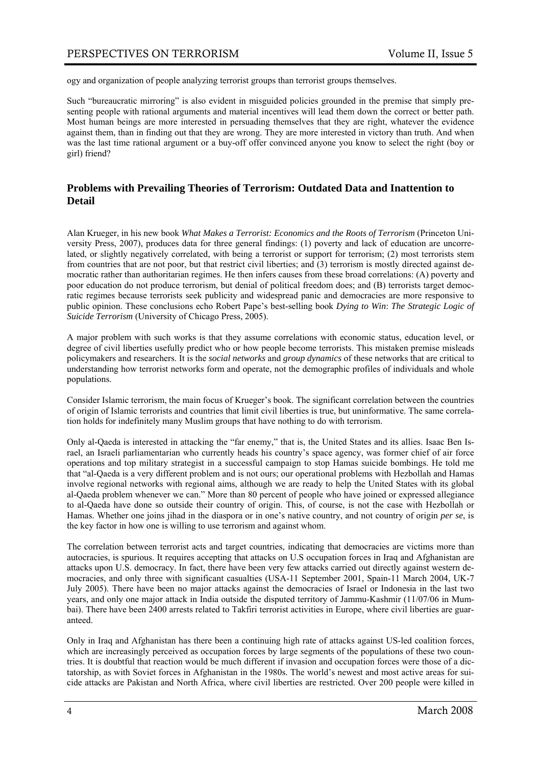ogy and organization of people analyzing terrorist groups than terrorist groups themselves.

Such "bureaucratic mirroring" is also evident in misguided policies grounded in the premise that simply presenting people with rational arguments and material incentives will lead them down the correct or better path. Most human beings are more interested in persuading themselves that they are right, whatever the evidence against them, than in finding out that they are wrong. They are more interested in victory than truth. And when was the last time rational argument or a buy-off offer convinced anyone you know to select the right (boy or girl) friend?

## Problems with Prevailing Theories of Terrorism: Outdated Data and Inattention to Detail

Alan Krueger, in his new book *What Makes a Terrorist: Economics and the Roots of Terrorism* (Princeton University Press, 2007), produces data for three general findings: (1) poverty and lack of education are uncorrelated, or slightly negatively correlated, with being a terrorist or support for terrorism; (2) most terrorists stem from countries that are not poor, but that restrict civil liberties; and (3) terrorism is mostly directed against democratic rather than authoritarian regimes. He then infers causes from these broad correlations: (A) poverty and poor education do not produce terrorism, but denial of political freedom does; and (B) terrorists target democratic regimes because terrorists seek publicity and widespread panic and democracies are more responsive to public opinion. These conclusions echo Robert Pape's best-selling book *Dying to Win*: *The Strategic Logic of Suicide Terrorism* (University of Chicago Press, 2005).

A major problem with such works is that they assume correlations with economic status, education level, or degree of civil liberties usefully predict who or how people become terrorists. This mistaken premise misleads policymakers and researchers. It is the *social networks* and *group dynamics* of these networks that are critical to understanding how terrorist networks form and operate, not the demographic profiles of individuals and whole populations.

Consider Islamic terrorism, the main focus of Krueger's book. The significant correlation between the countries of origin of Islamic terrorists and countries that limit civil liberties is true, but uninformative. The same correlation holds for indefinitely many Muslim groups that have nothing to do with terrorism.

Only al-Qaeda is interested in attacking the "far enemy," that is, the United States and its allies. Isaac Ben Israel, an Israeli parliamentarian who currently heads his country's space agency, was former chief of air force operations and top military strategist in a successful campaign to stop Hamas suicide bombings. He told me that "al-Qaeda is a very different problem and is not ours; our operational problems with Hezbollah and Hamas involve regional networks with regional aims, although we are ready to help the United States with its global al-Qaeda problem whenever we can." More than 80 percent of people who have joined or expressed allegiance to al-Qaeda have done so outside their country of origin. This, of course, is not the case with Hezbollah or Hamas. Whether one joins jihad in the diaspora or in one's native country, and not country of origin *per se*, is the key factor in how one is willing to use terrorism and against whom.

The correlation between terrorist acts and target countries, indicating that democracies are victims more than autocracies, is spurious. It requires accepting that attacks on U.S occupation forces in Iraq and Afghanistan are attacks upon U.S. democracy. In fact, there have been very few attacks carried out directly against western democracies, and only three with significant casualties (USA-11 September 2001, Spain-11 March 2004, UK-7 July 2005). There have been no major attacks against the democracies of Israel or Indonesia in the last two years, and only one major attack in India outside the disputed territory of Jammu-Kashmir (11/07/06 in Mumbai). There have been 2400 arrests related to Takfiri terrorist activities in Europe, where civil liberties are guaranteed.

Only in Iraq and Afghanistan has there been a continuing high rate of attacks against US-led coalition forces, which are increasingly perceived as occupation forces by large segments of the populations of these two countries. It is doubtful that reaction would be much different if invasion and occupation forces were those of a dictatorship, as with Soviet forces in Afghanistan in the 1980s. The world's newest and most active areas for suicide attacks are Pakistan and North Africa, where civil liberties are restricted. Over 200 people were killed in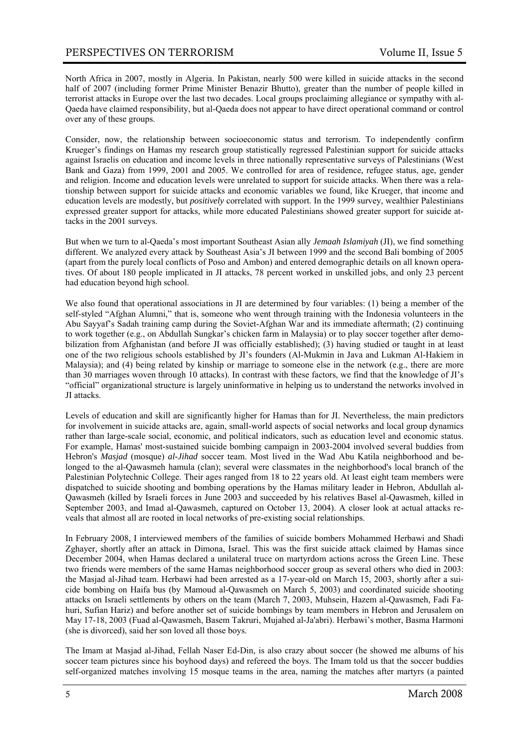North Africa in 2007, mostly in Algeria. In Pakistan, nearly 500 were killed in suicide attacks in the second half of 2007 (including former Prime Minister Benazir Bhutto), greater than the number of people killed in terrorist attacks in Europe over the last two decades. Local groups proclaiming allegiance or sympathy with al-Qaeda have claimed responsibility, but al-Qaeda does not appear to have direct operational command or control over any of these groups.

Consider, now, the relationship between socioeconomic status and terrorism. To independently confirm Krueger's findings on Hamas my research group statistically regressed Palestinian support for suicide attacks against Israelis on education and income levels in three nationally representative surveys of Palestinians (West Bank and Gaza) from 1999, 2001 and 2005. We controlled for area of residence, refugee status, age, gender and religion. Income and education levels were unrelated to support for suicide attacks. When there was a relationship between support for suicide attacks and economic variables we found, like Krueger, that income and education levels are modestly, but *positively* correlated with support. In the 1999 survey, wealthier Palestinians expressed greater support for attacks, while more educated Palestinians showed greater support for suicide attacks in the 2001 surveys.

But when we turn to al-Qaeda's most important Southeast Asian ally *Jemaah Islamiyah* (JI), we find something different. We analyzed every attack by Southeast Asia's JI between 1999 and the second Bali bombing of 2005 (apart from the purely local conflicts of Poso and Ambon) and entered demographic details on all known operatives. Of about 180 people implicated in JI attacks, 78 percent worked in unskilled jobs, and only 23 percent had education beyond high school.

We also found that operational associations in JI are determined by four variables: (1) being a member of the self-styled "Afghan Alumni," that is, someone who went through training with the Indonesia volunteers in the Abu Sayyaf's Sadah training camp during the Soviet-Afghan War and its immediate aftermath; (2) continuing to work together (e.g., on Abdullah Sungkar's chicken farm in Malaysia) or to play soccer together after demobilization from Afghanistan (and before JI was officially established); (3) having studied or taught in at least one of the two religious schools established by JI's founders (Al-Mukmin in Java and Lukman Al-Hakiem in Malaysia); and (4) being related by kinship or marriage to someone else in the network (e.g., there are more than 30 marriages woven through 10 attacks). In contrast with these factors, we find that the knowledge of JI's "official" organizational structure is largely uninformative in helping us to understand the networks involved in JI attacks.

Levels of education and skill are significantly higher for Hamas than for JI. Nevertheless, the main predictors for involvement in suicide attacks are, again, small-world aspects of social networks and local group dynamics rather than large-scale social, economic, and political indicators, such as education level and economic status. For example, Hamas' most-sustained suicide bombing campaign in 2003-2004 involved several buddies from Hebron's *Masjad* (mosque) *al-Jihad* soccer team. Most lived in the Wad Abu Katila neighborhood and belonged to the al-Qawasmeh hamula (clan); several were classmates in the neighborhood's local branch of the Palestinian Polytechnic College. Their ages ranged from 18 to 22 years old. At least eight team members were dispatched to suicide shooting and bombing operations by the Hamas military leader in Hebron, Abdullah al-Qawasmeh (killed by Israeli forces in June 2003 and succeeded by his relatives Basel al-Qawasmeh, killed in September 2003, and Imad al-Qawasmeh, captured on October 13, 2004). A closer look at actual attacks reveals that almost all are rooted in local networks of pre-existing social relationships.

In February 2008, I interviewed members of the families of suicide bombers Mohammed Herbawi and Shadi Zghayer, shortly after an attack in Dimona, Israel. This was the first suicide attack claimed by Hamas since December 2004, when Hamas declared a unilateral truce on martyrdom actions across the Green Line. These two friends were members of the same Hamas neighborhood soccer group as several others who died in 2003: the Masjad al-Jihad team. Herbawi had been arrested as a 17-year-old on March 15, 2003, shortly after a suicide bombing on Haifa bus (by Mamoud al-Qawasmeh on March 5, 2003) and coordinated suicide shooting attacks on Israeli settlements by others on the team (March 7, 2003, Muhsein, Hazem al-Qawasmeh, Fadi Fahuri, Sufian Hariz) and before another set of suicide bombings by team members in Hebron and Jerusalem on May 17-18, 2003 (Fuad al-Qawasmeh, Basem Takruri, Mujahed al-Ja'abri). Herbawi's mother, Basma Harmoni (she is divorced), said her son loved all those boys.

The Imam at Masjad al-Jihad, Fellah Naser Ed-Din, is also crazy about soccer (he showed me albums of his soccer team pictures since his boyhood days) and refereed the boys. The Imam told us that the soccer buddies self-organized matches involving 15 mosque teams in the area, naming the matches after martyrs (a painted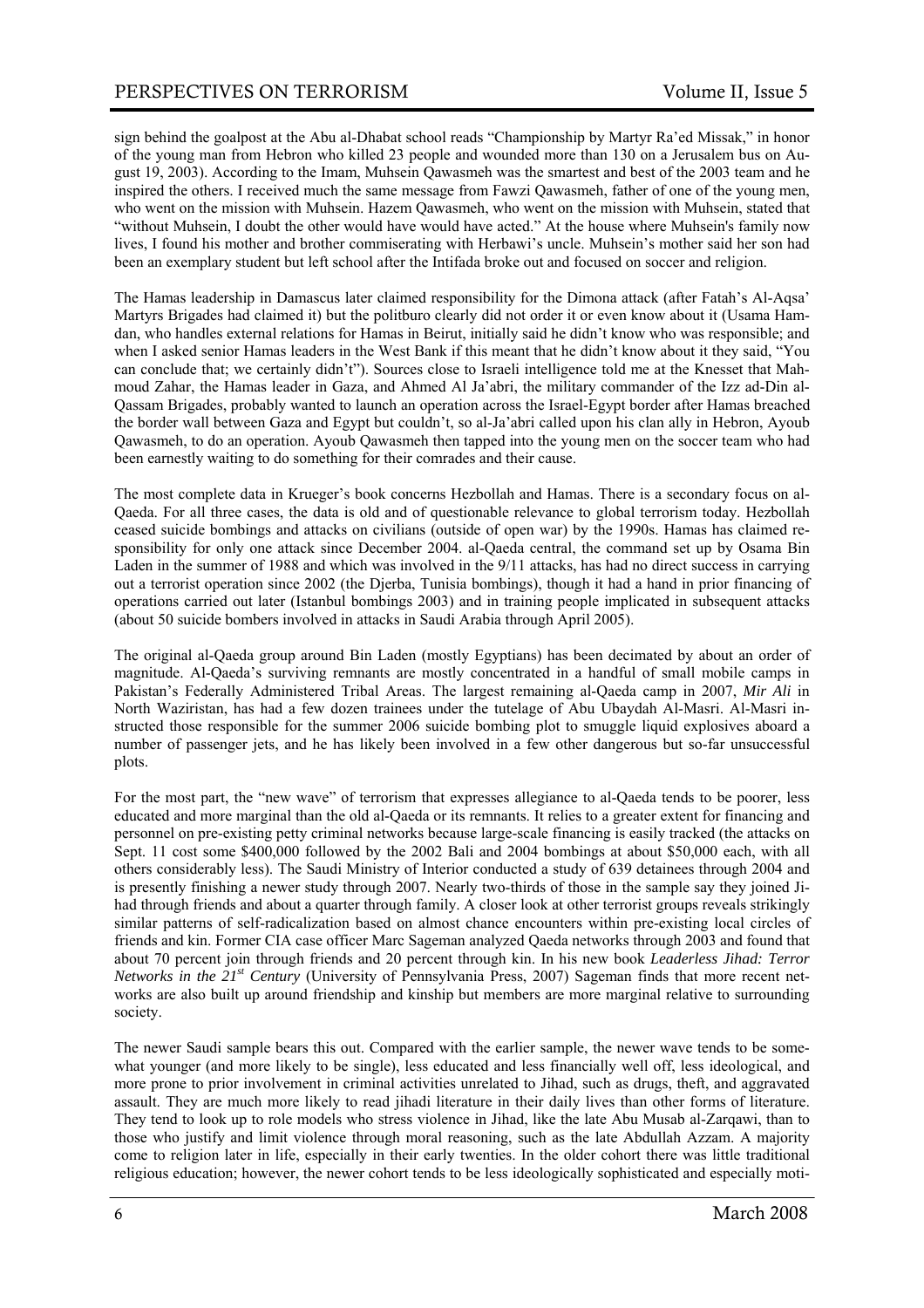sign behind the goalpost at the Abu al-Dhabat school reads "Championship by Martyr Ra'ed Missak," in honor of the young man from Hebron who killed 23 people and wounded more than 130 on a Jerusalem bus on August 19, 2003). According to the Imam, Muhsein Qawasmeh was the smartest and best of the 2003 team and he inspired the others. I received much the same message from Fawzi Qawasmeh, father of one of the young men, who went on the mission with Muhsein. Hazem Qawasmeh, who went on the mission with Muhsein, stated that "without Muhsein, I doubt the other would have would have acted." At the house where Muhsein's family now lives, I found his mother and brother commiserating with Herbawi's uncle. Muhsein's mother said her son had been an exemplary student but left school after the Intifada broke out and focused on soccer and religion.

The Hamas leadership in Damascus later claimed responsibility for the Dimona attack (after Fatah's Al-Aqsa' Martyrs Brigades had claimed it) but the politburo clearly did not order it or even know about it (Usama Hamdan, who handles external relations for Hamas in Beirut, initially said he didn't know who was responsible; and when I asked senior Hamas leaders in the West Bank if this meant that he didn't know about it they said, "You can conclude that; we certainly didn't"). Sources close to Israeli intelligence told me at the Knesset that Mahmoud Zahar, the Hamas leader in Gaza, and Ahmed Al Ja'abri, the military commander of the Izz ad-Din al-Qassam Brigades, probably wanted to launch an operation across the Israel-Egypt border after Hamas breached the border wall between Gaza and Egypt but couldn't, so al-Ja'abri called upon his clan ally in Hebron, Ayoub Qawasmeh, to do an operation. Ayoub Qawasmeh then tapped into the young men on the soccer team who had been earnestly waiting to do something for their comrades and their cause.

The most complete data in Krueger's book concerns Hezbollah and Hamas. There is a secondary focus on al-Qaeda. For all three cases, the data is old and of questionable relevance to global terrorism today. Hezbollah ceased suicide bombings and attacks on civilians (outside of open war) by the 1990s. Hamas has claimed responsibility for only one attack since December 2004. al-Qaeda central, the command set up by Osama Bin Laden in the summer of 1988 and which was involved in the 9/11 attacks, has had no direct success in carrying out a terrorist operation since 2002 (the Djerba, Tunisia bombings), though it had a hand in prior financing of operations carried out later (Istanbul bombings 2003) and in training people implicated in subsequent attacks (about 50 suicide bombers involved in attacks in Saudi Arabia through April 2005).

The original al-Qaeda group around Bin Laden (mostly Egyptians) has been decimated by about an order of magnitude. Al-Qaeda's surviving remnants are mostly concentrated in a handful of small mobile camps in Pakistan's Federally Administered Tribal Areas. The largest remaining al-Qaeda camp in 2007, *Mir Ali* in North Waziristan, has had a few dozen trainees under the tutelage of Abu Ubaydah Al-Masri. Al-Masri instructed those responsible for the summer 2006 suicide bombing plot to smuggle liquid explosives aboard a number of passenger jets, and he has likely been involved in a few other dangerous but so-far unsuccessful plots.

For the most part, the "new wave" of terrorism that expresses allegiance to al-Qaeda tends to be poorer, less educated and more marginal than the old al-Qaeda or its remnants. It relies to a greater extent for financing and personnel on pre-existing petty criminal networks because large-scale financing is easily tracked (the attacks on Sept. 11 cost some $400,000 followed by the 2002 Bali and 2004 bombings at about $50,000 each, with all others considerably less). The Saudi Ministry of Interior conducted a study of 639 detainees through 2004 and is presently finishing a newer study through 2007. Nearly two-thirds of those in the sample say they joined Jihad through friends and about a quarter through family. A closer look at other terrorist groups reveals strikingly similar patterns of self-radicalization based on almost chance encounters within pre-existing local circles of friends and kin. Former CIA case officer Marc Sageman analyzed Qaeda networks through 2003 and found that about 70 percent join through friends and 20 percent through kin. In his new book ***Leaderless Jihad: Terror Networks in the 21st Century*** (University of Pennsylvania Press, 2007) Sageman finds that more recent networks are also built up around friendship and kinship but members are more marginal relative to surrounding society.

The newer Saudi sample bears this out. Compared with the earlier sample, the newer wave tends to be somewhat younger (and more likely to be single), less educated and less financially well off, less ideological, and more prone to prior involvement in criminal activities unrelated to Jihad, such as drugs, theft, and aggravated assault. They are much more likely to read jihadi literature in their daily lives than other forms of literature. They tend to look up to role models who stress violence in Jihad, like the late Abu Musab al-Zarqawi, than to those who justify and limit violence through moral reasoning, such as the late Abdullah Azzam. A majority come to religion later in life, especially in their early twenties. In the older cohort there was little traditional religious education; however, the newer cohort tends to be less ideologically sophisticated and especially moti-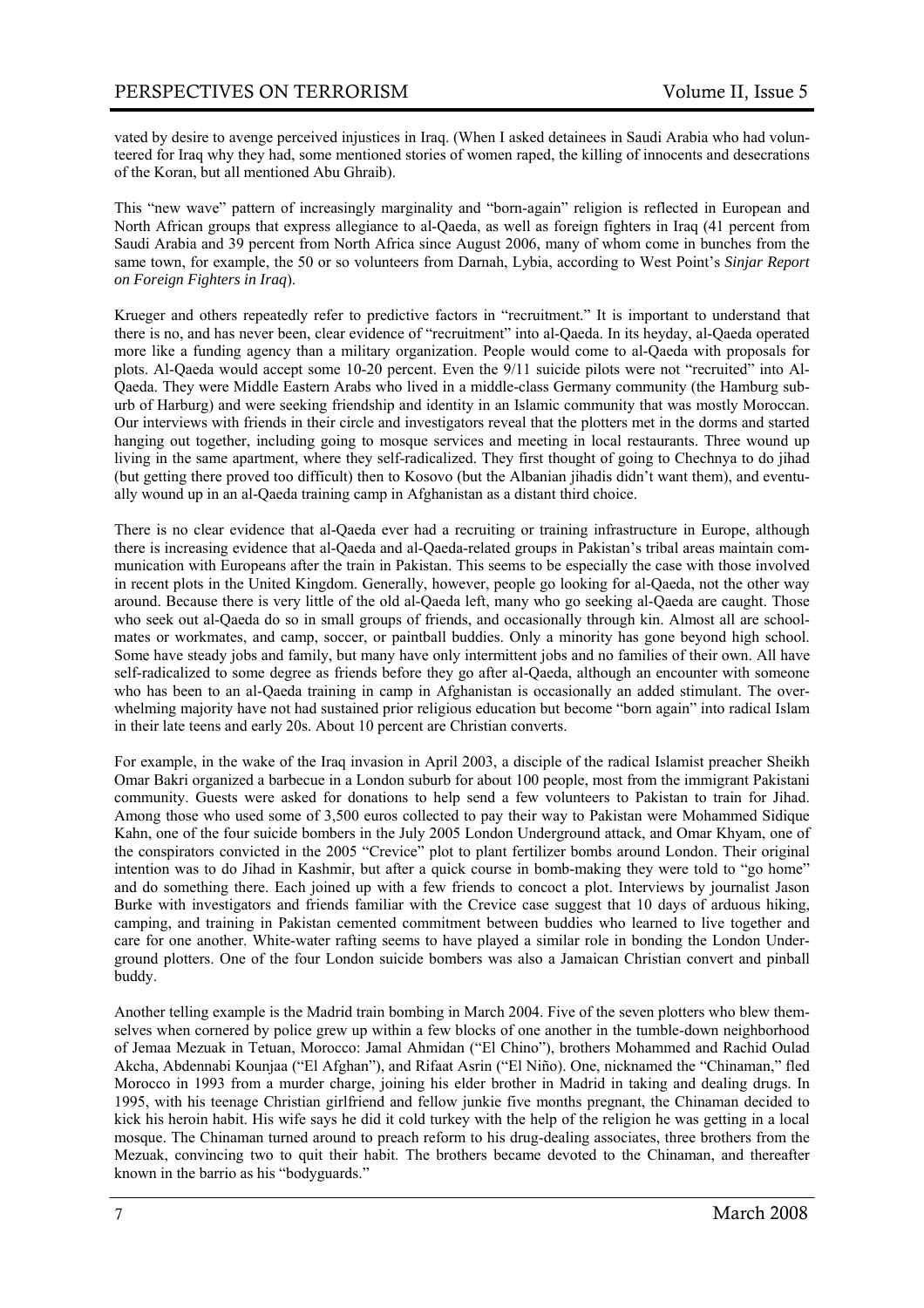vated by desire to avenge perceived injustices in Iraq. (When I asked detainees in Saudi Arabia who had volunteered for Iraq why they had, some mentioned stories of women raped, the killing of innocents and desecrations of the Koran, but all mentioned Abu Ghraib).

This "new wave" pattern of increasingly marginality and "born-again" religion is reflected in European and North African groups that express allegiance to al-Qaeda, as well as foreign fighters in Iraq (41 percent from Saudi Arabia and 39 percent from North Africa since August 2006, many of whom come in bunches from the same town, for example, the 50 or so volunteers from Darnah, Lybia, according to West Point's *Sinjar Report on Foreign Fighters in Iraq*).

Krueger and others repeatedly refer to predictive factors in "recruitment." It is important to understand that there is no, and has never been, clear evidence of "recruitment" into al-Qaeda. In its heyday, al-Qaeda operated more like a funding agency than a military organization. People would come to al-Qaeda with proposals for plots. Al-Qaeda would accept some 10-20 percent. Even the 9/11 suicide pilots were not "recruited" into Al-Qaeda. They were Middle Eastern Arabs who lived in a middle-class Germany community (the Hamburg suburb of Harburg) and were seeking friendship and identity in an Islamic community that was mostly Moroccan. Our interviews with friends in their circle and investigators reveal that the plotters met in the dorms and started hanging out together, including going to mosque services and meeting in local restaurants. Three wound up living in the same apartment, where they self-radicalized. They first thought of going to Chechnya to do jihad (but getting there proved too difficult) then to Kosovo (but the Albanian jihadis didn't want them), and eventually wound up in an al-Qaeda training camp in Afghanistan as a distant third choice.

There is no clear evidence that al-Qaeda ever had a recruiting or training infrastructure in Europe, although there is increasing evidence that al-Qaeda and al-Qaeda-related groups in Pakistan's tribal areas maintain communication with Europeans after the train in Pakistan. This seems to be especially the case with those involved in recent plots in the United Kingdom. Generally, however, people go looking for al-Qaeda, not the other way around. Because there is very little of the old al-Qaeda left, many who go seeking al-Qaeda are caught. Those who seek out al-Qaeda do so in small groups of friends, and occasionally through kin. Almost all are schoolmates or workmates, and camp, soccer, or paintball buddies. Only a minority has gone beyond high school. Some have steady jobs and family, but many have only intermittent jobs and no families of their own. All have self-radicalized to some degree as friends before they go after al-Qaeda, although an encounter with someone who has been to an al-Qaeda training in camp in Afghanistan is occasionally an added stimulant. The overwhelming majority have not had sustained prior religious education but become "born again" into radical Islam in their late teens and early 20s. About 10 percent are Christian converts.

For example, in the wake of the Iraq invasion in April 2003, a disciple of the radical Islamist preacher Sheikh Omar Bakri organized a barbecue in a London suburb for about 100 people, most from the immigrant Pakistani community. Guests were asked for donations to help send a few volunteers to Pakistan to train for Jihad. Among those who used some of 3,500 euros collected to pay their way to Pakistan were Mohammed Sidique Kahn, one of the four suicide bombers in the July 2005 London Underground attack, and Omar Khyam, one of the conspirators convicted in the 2005 "Crevice" plot to plant fertilizer bombs around London. Their original intention was to do Jihad in Kashmir, but after a quick course in bomb-making they were told to "go home" and do something there. Each joined up with a few friends to concoct a plot. Interviews by journalist Jason Burke with investigators and friends familiar with the Crevice case suggest that 10 days of arduous hiking, camping, and training in Pakistan cemented commitment between buddies who learned to live together and care for one another. White-water rafting seems to have played a similar role in bonding the London Underground plotters. One of the four London suicide bombers was also a Jamaican Christian convert and pinball buddy.

Another telling example is the Madrid train bombing in March 2004. Five of the seven plotters who blew themselves when cornered by police grew up within a few blocks of one another in the tumble-down neighborhood of Jemaa Mezuak in Tetuan, Morocco: Jamal Ahmidan ("El Chino"), brothers Mohammed and Rachid Oulad Akcha, Abdennabi Kounjaa ("El Afghan"), and Rifaat Asrin ("El Niño"). One, nicknamed the "Chinaman," fled Morocco in 1993 from a murder charge, joining his elder brother in Madrid in taking and dealing drugs. In 1995, with his teenage Christian girlfriend and fellow junkie five months pregnant, the Chinaman decided to kick his heroin habit. His wife says he did it cold turkey with the help of the religion he was getting in a local mosque. The Chinaman turned around to preach reform to his drug-dealing associates, three brothers from the Mezuak, convincing two to quit their habit. The brothers became devoted to the Chinaman, and thereafter known in the barrio as his "bodyguards."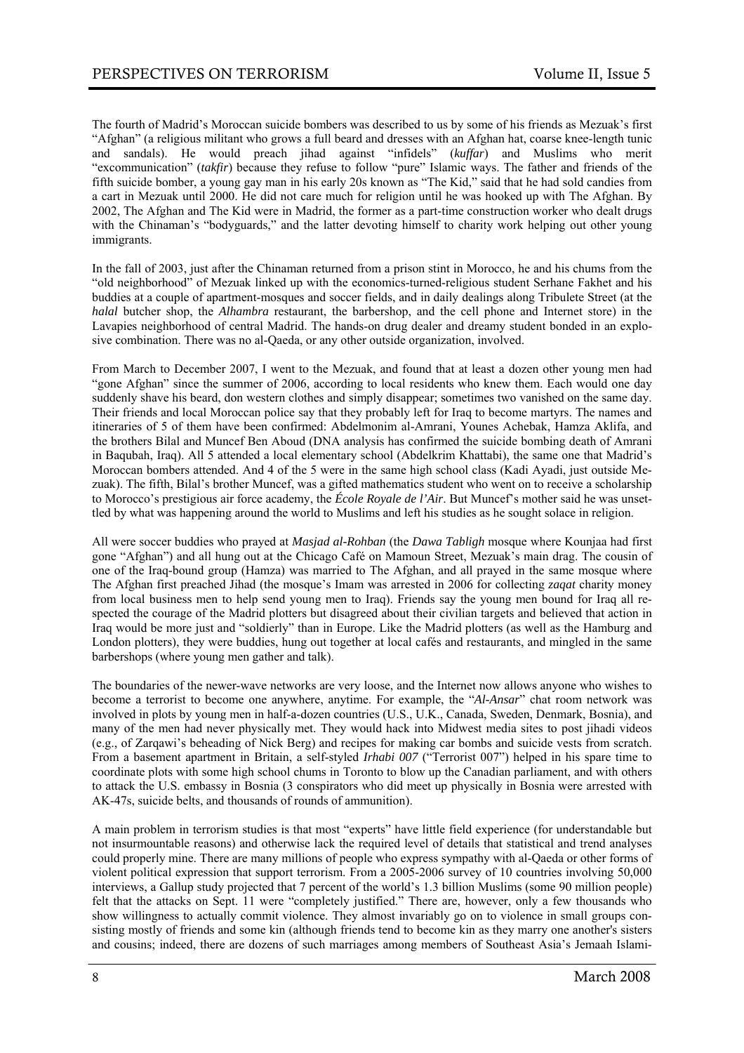The fourth of Madrid's Moroccan suicide bombers was described to us by some of his friends as Mezuak's first "Afghan" (a religious militant who grows a full beard and dresses with an Afghan hat, coarse knee-length tunic and sandals). He would preach jihad against "infidels" (*kuffar*) and Muslims who merit "excommunication" (*takfir*) because they refuse to follow "pure" Islamic ways. The father and friends of the fifth suicide bomber, a young gay man in his early 20s known as "The Kid," said that he had sold candies from a cart in Mezuak until 2000. He did not care much for religion until he was hooked up with The Afghan. By 2002, The Afghan and The Kid were in Madrid, the former as a part-time construction worker who dealt drugs with the Chinaman's "bodyguards," and the latter devoting himself to charity work helping out other young immigrants.

In the fall of 2003, just after the Chinaman returned from a prison stint in Morocco, he and his chums from the "old neighborhood" of Mezuak linked up with the economics-turned-religious student Serhane Fakhet and his buddies at a couple of apartment-mosques and soccer fields, and in daily dealings along Tribulete Street (at the *halal* butcher shop, the *Alhambra* restaurant, the barbershop, and the cell phone and Internet store) in the Lavapies neighborhood of central Madrid. The hands-on drug dealer and dreamy student bonded in an explosive combination. There was no al-Qaeda, or any other outside organization, involved.

From March to December 2007, I went to the Mezuak, and found that at least a dozen other young men had "gone Afghan" since the summer of 2006, according to local residents who knew them. Each would one day suddenly shave his beard, don western clothes and simply disappear; sometimes two vanished on the same day. Their friends and local Moroccan police say that they probably left for Iraq to become martyrs. The names and itineraries of 5 of them have been confirmed: Abdelmonim al-Amrani, Younes Achebak, Hamza Aklifa, and the brothers Bilal and Muncef Ben Aboud (DNA analysis has confirmed the suicide bombing death of Amrani in Baqubah, Iraq). All 5 attended a local elementary school (Abdelkrim Khattabi), the same one that Madrid's Moroccan bombers attended. And 4 of the 5 were in the same high school class (Kadi Ayadi, just outside Mezuak). The fifth, Bilal's brother Muncef, was a gifted mathematics student who went on to receive a scholarship to Morocco's prestigious air force academy, the *École Royale de l'Air*. But Muncef's mother said he was unsettled by what was happening around the world to Muslims and left his studies as he sought solace in religion.

All were soccer buddies who prayed at *Masjad al-Rohban* (the *Dawa Tabligh* mosque where Kounjaa had first gone "Afghan") and all hung out at the Chicago Café on Mamoun Street, Mezuak's main drag. The cousin of one of the Iraq-bound group (Hamza) was married to The Afghan, and all prayed in the same mosque where The Afghan first preached Jihad (the mosque's Imam was arrested in 2006 for collecting *zaqat* charity money from local business men to help send young men to Iraq). Friends say the young men bound for Iraq all respected the courage of the Madrid plotters but disagreed about their civilian targets and believed that action in Iraq would be more just and "soldierly" than in Europe. Like the Madrid plotters (as well as the Hamburg and London plotters), they were buddies, hung out together at local cafés and restaurants, and mingled in the same barbershops (where young men gather and talk).

The boundaries of the newer-wave networks are very loose, and the Internet now allows anyone who wishes to become a terrorist to become one anywhere, anytime. For example, the "*Al-Ansar*" chat room network was involved in plots by young men in half-a-dozen countries (U.S., U.K., Canada, Sweden, Denmark, Bosnia), and many of the men had never physically met. They would hack into Midwest media sites to post jihadi videos (e.g., of Zarqawi's beheading of Nick Berg) and recipes for making car bombs and suicide vests from scratch. From a basement apartment in Britain, a self-styled *Irhabi 007* ("Terrorist 007") helped in his spare time to coordinate plots with some high school chums in Toronto to blow up the Canadian parliament, and with others to attack the U.S. embassy in Bosnia (3 conspirators who did meet up physically in Bosnia were arrested with AK-47s, suicide belts, and thousands of rounds of ammunition).

A main problem in terrorism studies is that most "experts" have little field experience (for understandable but not insurmountable reasons) and otherwise lack the required level of details that statistical and trend analyses could properly mine. There are many millions of people who express sympathy with al-Qaeda or other forms of violent political expression that support terrorism. From a 2005-2006 survey of 10 countries involving 50,000 interviews, a Gallup study projected that 7 percent of the world's 1.3 billion Muslims (some 90 million people) felt that the attacks on Sept. 11 were "completely justified." There are, however, only a few thousands who show willingness to actually commit violence. They almost invariably go on to violence in small groups consisting mostly of friends and some kin (although friends tend to become kin as they marry one another's sisters and cousins; indeed, there are dozens of such marriages among members of Southeast Asia's Jemaah Islami-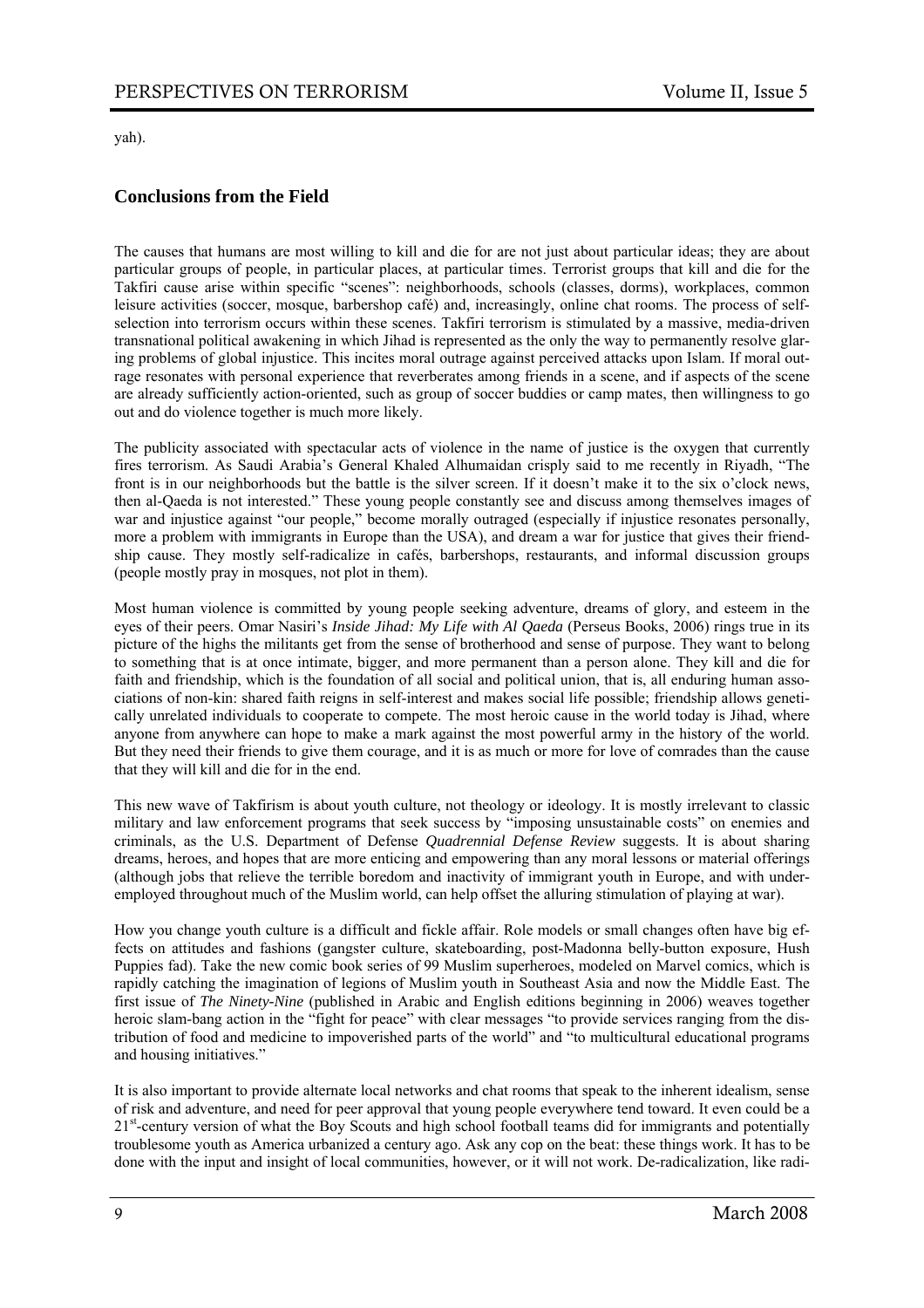yah).

## Conclusions from the Field

The causes that humans are most willing to kill and die for are not just about particular ideas; they are about particular groups of people, in particular places, at particular times. Terrorist groups that kill and die for the Takfiri cause arise within specific "scenes": neighborhoods, schools (classes, dorms), workplaces, common leisure activities (soccer, mosque, barbershop café) and, increasingly, online chat rooms. The process of self-selection into terrorism occurs within these scenes. Takfiri terrorism is stimulated by a massive, media-driven transnational political awakening in which Jihad is represented as the only the way to permanently resolve glaring problems of global injustice. This incites moral outrage against perceived attacks upon Islam. If moral outrage resonates with personal experience that reverberates among friends in a scene, and if aspects of the scene are already sufficiently action-oriented, such as group of soccer buddies or camp mates, then willingness to go out and do violence together is much more likely.

The publicity associated with spectacular acts of violence in the name of justice is the oxygen that currently fires terrorism. As Saudi Arabia's General Khaled Alhumaidan crisply said to me recently in Riyadh, "The front is in our neighborhoods but the battle is the silver screen. If it doesn't make it to the six o'clock news, then al-Qaeda is not interested." These young people constantly see and discuss among themselves images of war and injustice against "our people," become morally outraged (especially if injustice resonates personally, more a problem with immigrants in Europe than the USA), and dream a war for justice that gives their friendship cause. They mostly self-radicalize in cafés, barbershops, restaurants, and informal discussion groups (people mostly pray in mosques, not plot in them).

Most human violence is committed by young people seeking adventure, dreams of glory, and esteem in the eyes of their peers. Omar Nasiri's *Inside Jihad: My Life with Al Qaeda* (Perseus Books, 2006) rings true in its picture of the highs the militants get from the sense of brotherhood and sense of purpose. They want to belong to something that is at once intimate, bigger, and more permanent than a person alone. They kill and die for faith and friendship, which is the foundation of all social and political union, that is, all enduring human associations of non-kin: shared faith reigns in self-interest and makes social life possible; friendship allows genetically unrelated individuals to cooperate to compete. The most heroic cause in the world today is Jihad, where anyone from anywhere can hope to make a mark against the most powerful army in the history of the world. But they need their friends to give them courage, and it is as much or more for love of comrades than the cause that they will kill and die for in the end.

This new wave of Takfirism is about youth culture, not theology or ideology. It is mostly irrelevant to classic military and law enforcement programs that seek success by "imposing unsustainable costs" on enemies and criminals, as the U.S. Department of Defense *Quadrennial Defense Review* suggests. It is about sharing dreams, heroes, and hopes that are more enticing and empowering than any moral lessons or material offerings (although jobs that relieve the terrible boredom and inactivity of immigrant youth in Europe, and with under-employed throughout much of the Muslim world, can help offset the alluring stimulation of playing at war).

How you change youth culture is a difficult and fickle affair. Role models or small changes often have big effects on attitudes and fashions (gangster culture, skateboarding, post-Madonna belly-button exposure, Hush Puppies fad). Take the new comic book series of 99 Muslim superheroes, modeled on Marvel comics, which is rapidly catching the imagination of legions of Muslim youth in Southeast Asia and now the Middle East. The first issue of *The Ninety-Nine* (published in Arabic and English editions beginning in 2006) weaves together heroic slam-bang action in the "fight for peace" with clear messages "to provide services ranging from the distribution of food and medicine to impoverished parts of the world" and "to multicultural educational programs and housing initiatives."

It is also important to provide alternate local networks and chat rooms that speak to the inherent idealism, sense of risk and adventure, and need for peer approval that young people everywhere tend toward. It even could be a 21st-century version of what the Boy Scouts and high school football teams did for immigrants and potentially troublesome youth as America urbanized a century ago. Ask any cop on the beat: these things work. It has to be done with the input and insight of local communities, however, or it will not work. De-radicalization, like radi-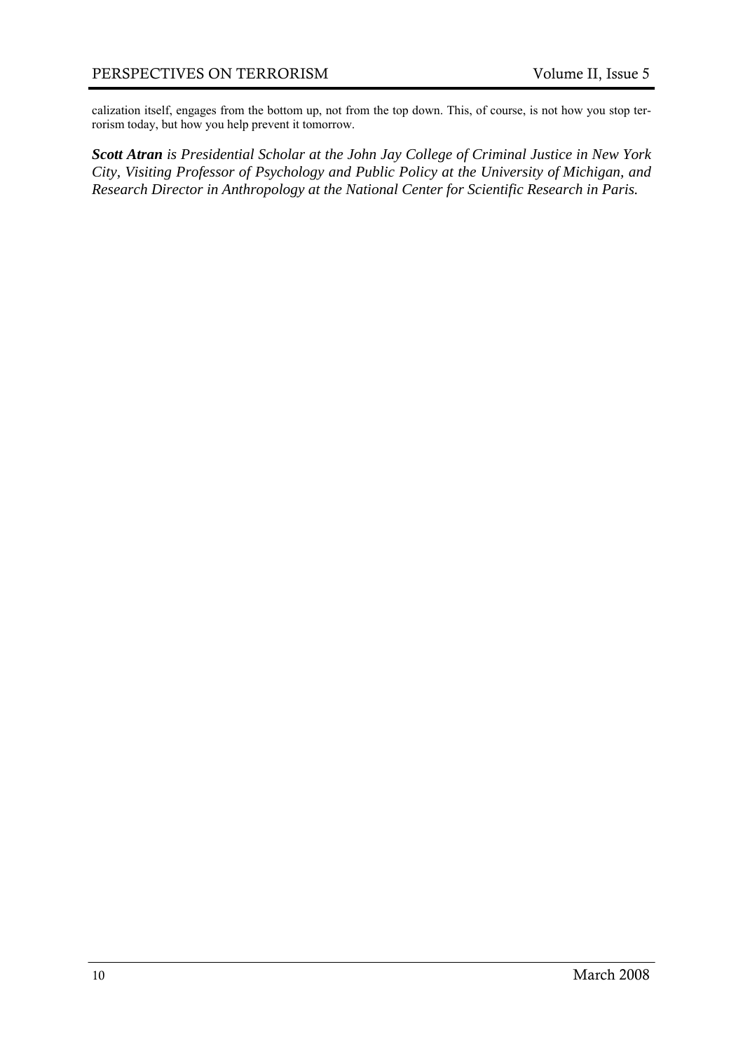calization itself, engages from the bottom up, not from the top down. This, of course, is not how you stop terrorism today, but how you help prevent it tomorrow.

***Scott Atran** is Presidential Scholar at the John Jay College of Criminal Justice in New York City, Visiting Professor of Psychology and Public Policy at the University of Michigan, and Research Director in Anthropology at the National Center for Scientific Research in Paris.*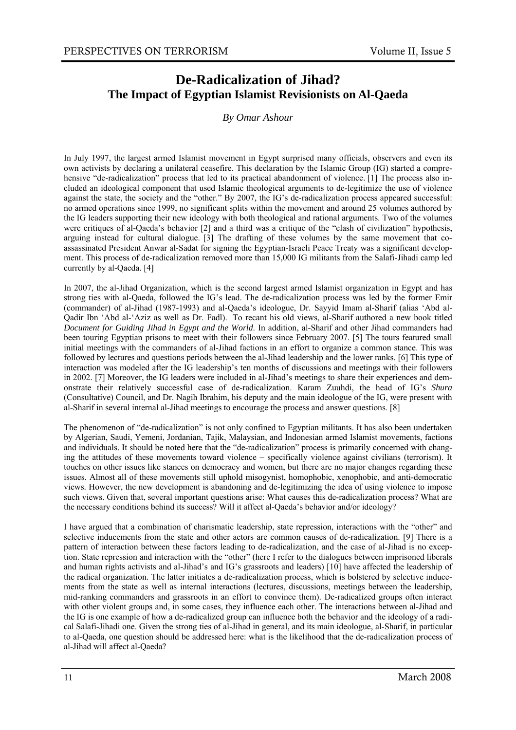# De-Radicalization of Jihad?
## The Impact of Egyptian Islamist Revisionists on Al-Qaeda

*By Omar Ashour*

In July 1997, the largest armed Islamist movement in Egypt surprised many officials, observers and even its own activists by declaring a unilateral ceasefire. This declaration by the Islamic Group (IG) started a comprehensive "de-radicalization" process that led to its practical abandonment of violence. [1] The process also included an ideological component that used Islamic theological arguments to de-legitimize the use of violence against the state, the society and the "other." By 2007, the IG's de-radicalization process appeared successful: no armed operations since 1999, no significant splits within the movement and around 25 volumes authored by the IG leaders supporting their new ideology with both theological and rational arguments. Two of the volumes were critiques of al-Qaeda's behavior [2] and a third was a critique of the "clash of civilization" hypothesis, arguing instead for cultural dialogue. [3] The drafting of these volumes by the same movement that co-assassinated President Anwar al-Sadat for signing the Egyptian-Israeli Peace Treaty was a significant development. This process of de-radicalization removed more than 15,000 IG militants from the Salafi-Jihadi camp led currently by al-Qaeda. [4]

In 2007, the al-Jihad Organization, which is the second largest armed Islamist organization in Egypt and has strong ties with al-Qaeda, followed the IG's lead. The de-radicalization process was led by the former Emir (commander) of al-Jihad (1987-1993) and al-Qaeda's ideologue, Dr. Sayyid Imam al-Sharif (alias 'Abd al-Qadir Ibn 'Abd al-'Aziz as well as Dr. Fadl). To recant his old views, al-Sharif authored a new book titled *Document for Guiding Jihad in Egypt and the World*. In addition, al-Sharif and other Jihad commanders had been touring Egyptian prisons to meet with their followers since February 2007. [5] The tours featured small initial meetings with the commanders of al-Jihad factions in an effort to organize a common stance. This was followed by lectures and questions periods between the al-Jihad leadership and the lower ranks. [6] This type of interaction was modeled after the IG leadership's ten months of discussions and meetings with their followers in 2002. [7] Moreover, the IG leaders were included in al-Jihad's meetings to share their experiences and demonstrate their relatively successful case of de-radicalization. Karam Zuuhdi, the head of IG's *Shura* (Consultative) Council, and Dr. Nagih Ibrahim, his deputy and the main ideologue of the IG, were present with al-Sharif in several internal al-Jihad meetings to encourage the process and answer questions. [8]

The phenomenon of "de-radicalization" is not only confined to Egyptian militants. It has also been undertaken by Algerian, Saudi, Yemeni, Jordanian, Tajik, Malaysian, and Indonesian armed Islamist movements, factions and individuals. It should be noted here that the "de-radicalization" process is primarily concerned with changing the attitudes of these movements toward violence – specifically violence against civilians (terrorism). It touches on other issues like stances on democracy and women, but there are no major changes regarding these issues. Almost all of these movements still uphold misogynist, homophobic, xenophobic, and anti-democratic views. However, the new development is abandoning and de-legitimizing the idea of using violence to impose such views. Given that, several important questions arise: What causes this de-radicalization process? What are the necessary conditions behind its success? Will it affect al-Qaeda's behavior and/or ideology?

I have argued that a combination of charismatic leadership, state repression, interactions with the "other" and selective inducements from the state and other actors are common causes of de-radicalization. [9] There is a pattern of interaction between these factors leading to de-radicalization, and the case of al-Jihad is no exception. State repression and interaction with the "other" (here I refer to the dialogues between imprisoned liberals and human rights activists and al-Jihad's and IG's grassroots and leaders) [10] have affected the leadership of the radical organization. The latter initiates a de-radicalization process, which is bolstered by selective inducements from the state as well as internal interactions (lectures, discussions, meetings between the leadership, mid-ranking commanders and grassroots in an effort to convince them). De-radicalized groups often interact with other violent groups and, in some cases, they influence each other. The interactions between al-Jihad and the IG is one example of how a de-radicalized group can influence both the behavior and the ideology of a radical Salafi-Jihadi one. Given the strong ties of al-Jihad in general, and its main ideologue, al-Sharif, in particular to al-Qaeda, one question should be addressed here: what is the likelihood that the de-radicalization process of al-Jihad will affect al-Qaeda?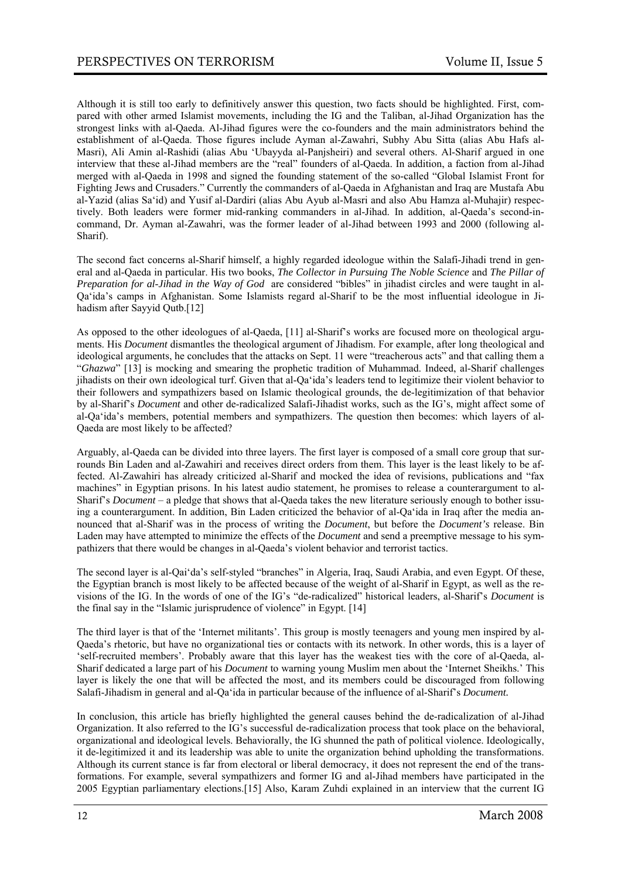Although it is still too early to definitively answer this question, two facts should be highlighted. First, compared with other armed Islamist movements, including the IG and the Taliban, al-Jihad Organization has the strongest links with al-Qaeda. Al-Jihad figures were the co-founders and the main administrators behind the establishment of al-Qaeda. Those figures include Ayman al-Zawahri, Subhy Abu Sitta (alias Abu Hafs al-Masri), Ali Amin al-Rashidi (alias Abu 'Ubayyda al-Panjsheiri) and several others. Al-Sharif argued in one interview that these al-Jihad members are the "real" founders of al-Qaeda. In addition, a faction from al-Jihad merged with al-Qaeda in 1998 and signed the founding statement of the so-called "Global Islamist Front for Fighting Jews and Crusaders." Currently the commanders of al-Qaeda in Afghanistan and Iraq are Mustafa Abu al-Yazid (alias Sa'id) and Yusif al-Dardiri (alias Abu Ayub al-Masri and also Abu Hamza al-Muhajir) respectively. Both leaders were former mid-ranking commanders in al-Jihad. In addition, al-Qaeda's second-in-command, Dr. Ayman al-Zawahri, was the former leader of al-Jihad between 1993 and 2000 (following al-Sharif).

The second fact concerns al-Sharif himself, a highly regarded ideologue within the Salafi-Jihadi trend in general and al-Qaeda in particular. His two books, *The Collector in Pursuing The Noble Science* and *The Pillar of Preparation for al-Jihad in the Way of God* are considered "bibles" in jihadist circles and were taught in al-Qa'ida's camps in Afghanistan. Some Islamists regard al-Sharif to be the most influential ideologue in Jihadism after Sayyid Qutb.[12]

As opposed to the other ideologues of al-Qaeda, [11] al-Sharif's works are focused more on theological arguments. His *Document* dismantles the theological argument of Jihadism. For example, after long theological and ideological arguments, he concludes that the attacks on Sept. 11 were "treacherous acts" and that calling them a "*Ghazwa*" [13] is mocking and smearing the prophetic tradition of Muhammad. Indeed, al-Sharif challenges jihadists on their own ideological turf. Given that al-Qa'ida's leaders tend to legitimize their violent behavior to their followers and sympathizers based on Islamic theological grounds, the de-legitimization of that behavior by al-Sharif's *Document* and other de-radicalized Salafi-Jihadist works, such as the IG's, might affect some of al-Qa'ida's members, potential members and sympathizers. The question then becomes: which layers of al-Qaeda are most likely to be affected?

Arguably, al-Qaeda can be divided into three layers. The first layer is composed of a small core group that surrounds Bin Laden and al-Zawahiri and receives direct orders from them. This layer is the least likely to be affected. Al-Zawahiri has already criticized al-Sharif and mocked the idea of revisions, publications and "fax machines" in Egyptian prisons. In his latest audio statement, he promises to release a counterargument to al-Sharif's *Document* – a pledge that shows that al-Qaeda takes the new literature seriously enough to bother issuing a counterargument. In addition, Bin Laden criticized the behavior of al-Qa'ida in Iraq after the media announced that al-Sharif was in the process of writing the *Document*, but before the *Document's* release. Bin Laden may have attempted to minimize the effects of the *Document* and send a preemptive message to his sympathizers that there would be changes in al-Qaeda's violent behavior and terrorist tactics.

The second layer is al-Qai'da's self-styled "branches" in Algeria, Iraq, Saudi Arabia, and even Egypt. Of these, the Egyptian branch is most likely to be affected because of the weight of al-Sharif in Egypt, as well as the revisions of the IG. In the words of one of the IG's "de-radicalized" historical leaders, al-Sharif's *Document* is the final say in the "Islamic jurisprudence of violence" in Egypt. [14]

The third layer is that of the 'Internet militants'. This group is mostly teenagers and young men inspired by al-Qaeda's rhetoric, but have no organizational ties or contacts with its network. In other words, this is a layer of 'self-recruited members'. Probably aware that this layer has the weakest ties with the core of al-Qaeda, al-Sharif dedicated a large part of his *Document* to warning young Muslim men about the 'Internet Sheikhs.' This layer is likely the one that will be affected the most, and its members could be discouraged from following Salafi-Jihadism in general and al-Qa'ida in particular because of the influence of al-Sharif's *Document.*

In conclusion, this article has briefly highlighted the general causes behind the de-radicalization of al-Jihad Organization. It also referred to the IG's successful de-radicalization process that took place on the behavioral, organizational and ideological levels. Behaviorally, the IG shunned the path of political violence. Ideologically, it de-legitimized it and its leadership was able to unite the organization behind upholding the transformations. Although its current stance is far from electoral or liberal democracy, it does not represent the end of the transformations. For example, several sympathizers and former IG and al-Jihad members have participated in the 2005 Egyptian parliamentary elections.[15] Also, Karam Zuhdi explained in an interview that the current IG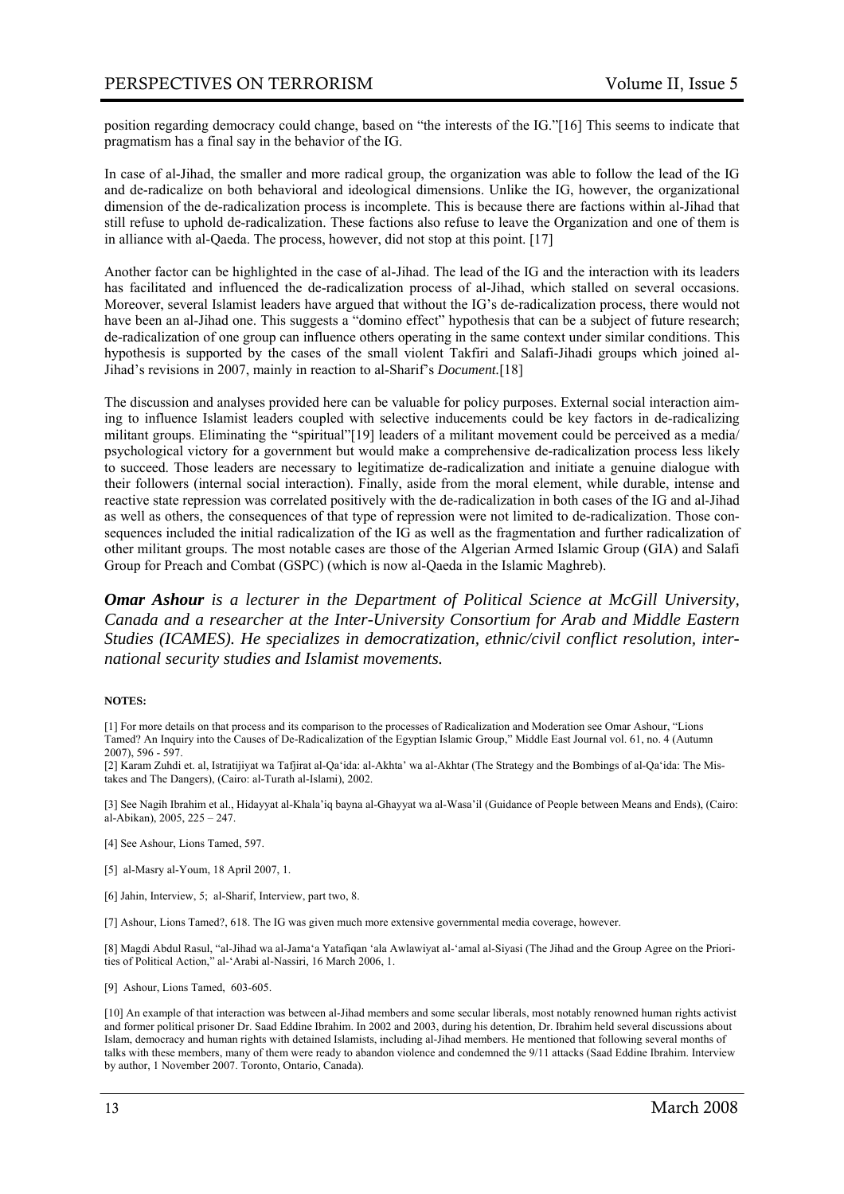position regarding democracy could change, based on "the interests of the IG."[16] This seems to indicate that pragmatism has a final say in the behavior of the IG.

In case of al-Jihad, the smaller and more radical group, the organization was able to follow the lead of the IG and de-radicalize on both behavioral and ideological dimensions. Unlike the IG, however, the organizational dimension of the de-radicalization process is incomplete. This is because there are factions within al-Jihad that still refuse to uphold de-radicalization. These factions also refuse to leave the Organization and one of them is in alliance with al-Qaeda. The process, however, did not stop at this point. [17]

Another factor can be highlighted in the case of al-Jihad. The lead of the IG and the interaction with its leaders has facilitated and influenced the de-radicalization process of al-Jihad, which stalled on several occasions. Moreover, several Islamist leaders have argued that without the IG's de-radicalization process, there would not have been an al-Jihad one. This suggests a "domino effect" hypothesis that can be a subject of future research; de-radicalization of one group can influence others operating in the same context under similar conditions. This hypothesis is supported by the cases of the small violent Takfiri and Salafi-Jihadi groups which joined al-Jihad's revisions in 2007, mainly in reaction to al-Sharif's *Document.*[18]

The discussion and analyses provided here can be valuable for policy purposes. External social interaction aiming to influence Islamist leaders coupled with selective inducements could be key factors in de-radicalizing militant groups. Eliminating the "spiritual"[19] leaders of a militant movement could be perceived as a media/psychological victory for a government but would make a comprehensive de-radicalization process less likely to succeed. Those leaders are necessary to legitimatize de-radicalization and initiate a genuine dialogue with their followers (internal social interaction). Finally, aside from the moral element, while durable, intense and reactive state repression was correlated positively with the de-radicalization in both cases of the IG and al-Jihad as well as others, the consequences of that type of repression were not limited to de-radicalization. Those consequences included the initial radicalization of the IG as well as the fragmentation and further radicalization of other militant groups. The most notable cases are those of the Algerian Armed Islamic Group (GIA) and Salafi Group for Preach and Combat (GSPC) (which is now al-Qaeda in the Islamic Maghreb).

***Omar Ashour** is a lecturer in the Department of Political Science at McGill University, Canada and a researcher at the Inter-University Consortium for Arab and Middle Eastern Studies (ICAMES). He specializes in democratization, ethnic/civil conflict resolution, international security studies and Islamist movements.*

**NOTES:**

[1] For more details on that process and its comparison to the processes of Radicalization and Moderation see Omar Ashour, "Lions Tamed? An Inquiry into the Causes of De-Radicalization of the Egyptian Islamic Group," Middle East Journal vol. 61, no. 4 (Autumn 2007), 596 - 597.

[2] Karam Zuhdi et. al, Istratijiyat wa Tafjirat al-Qa'ida: al-Akhta' wa al-Akhtar (The Strategy and the Bombings of al-Qa'ida: The Mistakes and The Dangers), (Cairo: al-Turath al-Islami), 2002.

[3] See Nagih Ibrahim et al., Hidayyat al-Khala'iq bayna al-Ghayyat wa al-Wasa'il (Guidance of People between Means and Ends), (Cairo: al-Abikan), 2005, 225 – 247.

[4] See Ashour, Lions Tamed, 597.

[5] al-Masry al-Youm, 18 April 2007, 1.

[6] Jahin, Interview, 5; al-Sharif, Interview, part two, 8.

[7] Ashour, Lions Tamed?, 618. The IG was given much more extensive governmental media coverage, however.

[8] Magdi Abdul Rasul, "al-Jihad wa al-Jama'a Yatafiqan 'ala Awlawiyat al-'amal al-Siyasi (The Jihad and the Group Agree on the Priorities of Political Action," al-'Arabi al-Nassiri, 16 March 2006, 1.

[9] Ashour, Lions Tamed, 603-605.

[10] An example of that interaction was between al-Jihad members and some secular liberals, most notably renowned human rights activist and former political prisoner Dr. Saad Eddine Ibrahim. In 2002 and 2003, during his detention, Dr. Ibrahim held several discussions about Islam, democracy and human rights with detained Islamists, including al-Jihad members. He mentioned that following several months of talks with these members, many of them were ready to abandon violence and condemned the 9/11 attacks (Saad Eddine Ibrahim. Interview by author, 1 November 2007. Toronto, Ontario, Canada).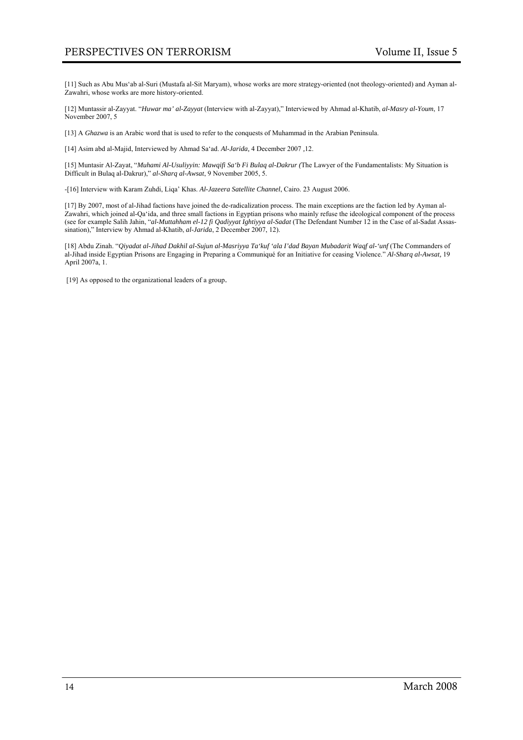[11] Such as Abu Mus'ab al-Suri (Mustafa al-Sit Maryam), whose works are more strategy-oriented (not theology-oriented) and Ayman al-Zawahri, whose works are more history-oriented.

[12] Muntassir al-Zayyat. "*Huwar ma' al-Zayyat* (Interview with al-Zayyat)," Interviewed by Ahmad al-Khatib, *al-Masry al-Youm*, 17 November 2007, 5

[13] A *Ghazwa* is an Arabic word that is used to refer to the conquests of Muhammad in the Arabian Peninsula.

[14] Asim abd al-Majid, Interviewed by Ahmad Sa'ad. *Al-Jarida,* 4 December 2007 ,12.

[15] Muntasir Al-Zayat, "*Muhami Al-Usuliyyin: Mawqifi Sa'b Fi Bulaq al-Dakrur (*The Lawyer of the Fundamentalists: My Situation is Difficult in Bulaq al-Dakrur)," *al-Sharq al-Awsat*, 9 November 2005, 5.

-[16] Interview with Karam Zuhdi, Liqa' Khas. *Al-Jazeera Satellite Channel*, Cairo. 23 August 2006.

[17] By 2007, most of al-Jihad factions have joined the de-radicalization process. The main exceptions are the faction led by Ayman al-Zawahri, which joined al-Qa'ida, and three small factions in Egyptian prisons who mainly refuse the ideological component of the process (see for example Salih Jahin, "*al-Muttahham el-12 fi Qadiyyat Ightiyya al-Sadat* (The Defendant Number 12 in the Case of al-Sadat Assassination)," Interview by Ahmad al-Khatib, *al-Jarida*, 2 December 2007, 12).

[18] Abdu Zinah. "*Qiyadat al-Jihad Dakhil al-Sujun al-Masriyya Ta'kuf 'ala I'dad Bayan Mubadarit Waqf al-'unf* (The Commanders of al-Jihad inside Egyptian Prisons are Engaging in Preparing a Communiqué for an Initiative for ceasing Violence." *Al-Sharq al-Awsat,* 19 April 2007a, 1.

[19] As opposed to the organizational leaders of a group.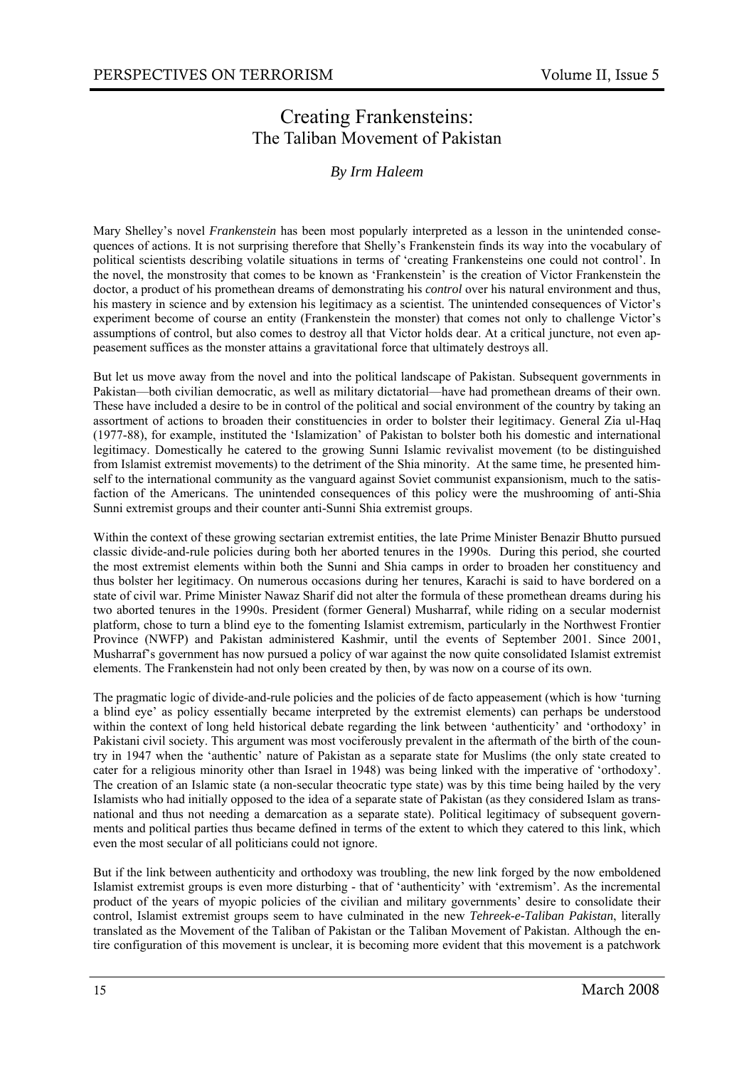# Creating Frankensteins: The Taliban Movement of Pakistan

*By Irm Haleem*

Mary Shelley's novel *Frankenstein* has been most popularly interpreted as a lesson in the unintended consequences of actions. It is not surprising therefore that Shelly's Frankenstein finds its way into the vocabulary of political scientists describing volatile situations in terms of 'creating Frankensteins one could not control'. In the novel, the monstrosity that comes to be known as 'Frankenstein' is the creation of Victor Frankenstein the doctor, a product of his promethean dreams of demonstrating his *control* over his natural environment and thus, his mastery in science and by extension his legitimacy as a scientist. The unintended consequences of Victor's experiment become of course an entity (Frankenstein the monster) that comes not only to challenge Victor's assumptions of control, but also comes to destroy all that Victor holds dear. At a critical juncture, not even appeasement suffices as the monster attains a gravitational force that ultimately destroys all.

But let us move away from the novel and into the political landscape of Pakistan. Subsequent governments in Pakistan—both civilian democratic, as well as military dictatorial—have had promethean dreams of their own. These have included a desire to be in control of the political and social environment of the country by taking an assortment of actions to broaden their constituencies in order to bolster their legitimacy. General Zia ul-Haq (1977-88), for example, instituted the 'Islamization' of Pakistan to bolster both his domestic and international legitimacy. Domestically he catered to the growing Sunni Islamic revivalist movement (to be distinguished from Islamist extremist movements) to the detriment of the Shia minority. At the same time, he presented himself to the international community as the vanguard against Soviet communist expansionism, much to the satisfaction of the Americans. The unintended consequences of this policy were the mushrooming of anti-Shia Sunni extremist groups and their counter anti-Sunni Shia extremist groups.

Within the context of these growing sectarian extremist entities, the late Prime Minister Benazir Bhutto pursued classic divide-and-rule policies during both her aborted tenures in the 1990s. During this period, she courted the most extremist elements within both the Sunni and Shia camps in order to broaden her constituency and thus bolster her legitimacy. On numerous occasions during her tenures, Karachi is said to have bordered on a state of civil war. Prime Minister Nawaz Sharif did not alter the formula of these promethean dreams during his two aborted tenures in the 1990s. President (former General) Musharraf, while riding on a secular modernist platform, chose to turn a blind eye to the fomenting Islamist extremism, particularly in the Northwest Frontier Province (NWFP) and Pakistan administered Kashmir, until the events of September 2001. Since 2001, Musharraf's government has now pursued a policy of war against the now quite consolidated Islamist extremist elements. The Frankenstein had not only been created by then, by was now on a course of its own.

The pragmatic logic of divide-and-rule policies and the policies of de facto appeasement (which is how 'turning a blind eye' as policy essentially became interpreted by the extremist elements) can perhaps be understood within the context of long held historical debate regarding the link between 'authenticity' and 'orthodoxy' in Pakistani civil society. This argument was most vociferously prevalent in the aftermath of the birth of the country in 1947 when the 'authentic' nature of Pakistan as a separate state for Muslims (the only state created to cater for a religious minority other than Israel in 1948) was being linked with the imperative of 'orthodoxy'. The creation of an Islamic state (a non-secular theocratic type state) was by this time being hailed by the very Islamists who had initially opposed to the idea of a separate state of Pakistan (as they considered Islam as transnational and thus not needing a demarcation as a separate state). Political legitimacy of subsequent governments and political parties thus became defined in terms of the extent to which they catered to this link, which even the most secular of all politicians could not ignore.

But if the link between authenticity and orthodoxy was troubling, the new link forged by the now emboldened Islamist extremist groups is even more disturbing - that of 'authenticity' with 'extremism'. As the incremental product of the years of myopic policies of the civilian and military governments' desire to consolidate their control, Islamist extremist groups seem to have culminated in the new *Tehreek-e-Taliban Pakistan*, literally translated as the Movement of the Taliban of Pakistan or the Taliban Movement of Pakistan. Although the entire configuration of this movement is unclear, it is becoming more evident that this movement is a patchwork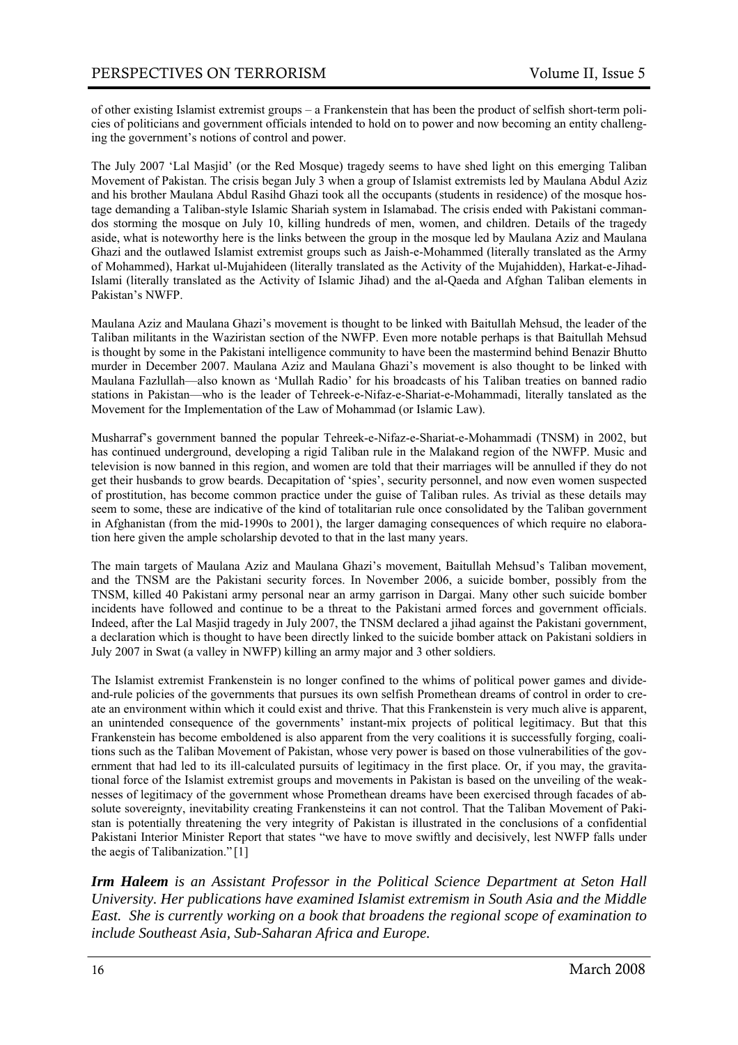of other existing Islamist extremist groups – a Frankenstein that has been the product of selfish short-term policies of politicians and government officials intended to hold on to power and now becoming an entity challenging the government's notions of control and power.

The July 2007 'Lal Masjid' (or the Red Mosque) tragedy seems to have shed light on this emerging Taliban Movement of Pakistan. The crisis began July 3 when a group of Islamist extremists led by Maulana Abdul Aziz and his brother Maulana Abdul Rasihd Ghazi took all the occupants (students in residence) of the mosque hostage demanding a Taliban-style Islamic Shariah system in Islamabad. The crisis ended with Pakistani commandos storming the mosque on July 10, killing hundreds of men, women, and children. Details of the tragedy aside, what is noteworthy here is the links between the group in the mosque led by Maulana Aziz and Maulana Ghazi and the outlawed Islamist extremist groups such as Jaish-e-Mohammed (literally translated as the Army of Mohammed), Harkat ul-Mujahideen (literally translated as the Activity of the Mujahidden), Harkat-e-Jihad-Islami (literally translated as the Activity of Islamic Jihad) and the al-Qaeda and Afghan Taliban elements in Pakistan's NWFP.

Maulana Aziz and Maulana Ghazi's movement is thought to be linked with Baitullah Mehsud, the leader of the Taliban militants in the Waziristan section of the NWFP. Even more notable perhaps is that Baitullah Mehsud is thought by some in the Pakistani intelligence community to have been the mastermind behind Benazir Bhutto murder in December 2007. Maulana Aziz and Maulana Ghazi's movement is also thought to be linked with Maulana Fazlullah—also known as 'Mullah Radio' for his broadcasts of his Taliban treaties on banned radio stations in Pakistan—who is the leader of Tehreek-e-Nifaz-e-Shariat-e-Mohammadi, literally tanslated as the Movement for the Implementation of the Law of Mohammad (or Islamic Law).

Musharraf's government banned the popular Tehreek-e-Nifaz-e-Shariat-e-Mohammadi (TNSM) in 2002, but has continued underground, developing a rigid Taliban rule in the Malakand region of the NWFP. Music and television is now banned in this region, and women are told that their marriages will be annulled if they do not get their husbands to grow beards. Decapitation of 'spies', security personnel, and now even women suspected of prostitution, has become common practice under the guise of Taliban rules. As trivial as these details may seem to some, these are indicative of the kind of totalitarian rule once consolidated by the Taliban government in Afghanistan (from the mid-1990s to 2001), the larger damaging consequences of which require no elaboration here given the ample scholarship devoted to that in the last many years.

The main targets of Maulana Aziz and Maulana Ghazi's movement, Baitullah Mehsud's Taliban movement, and the TNSM are the Pakistani security forces. In November 2006, a suicide bomber, possibly from the TNSM, killed 40 Pakistani army personal near an army garrison in Dargai. Many other such suicide bomber incidents have followed and continue to be a threat to the Pakistani armed forces and government officials. Indeed, after the Lal Masjid tragedy in July 2007, the TNSM declared a jihad against the Pakistani government, a declaration which is thought to have been directly linked to the suicide bomber attack on Pakistani soldiers in July 2007 in Swat (a valley in NWFP) killing an army major and 3 other soldiers.

The Islamist extremist Frankenstein is no longer confined to the whims of political power games and divide-and-rule policies of the governments that pursues its own selfish Promethean dreams of control in order to create an environment within which it could exist and thrive. That this Frankenstein is very much alive is apparent, an unintended consequence of the governments' instant-mix projects of political legitimacy. But that this Frankenstein has become emboldened is also apparent from the very coalitions it is successfully forging, coalitions such as the Taliban Movement of Pakistan, whose very power is based on those vulnerabilities of the government that had led to its ill-calculated pursuits of legitimacy in the first place. Or, if you may, the gravitational force of the Islamist extremist groups and movements in Pakistan is based on the unveiling of the weaknesses of legitimacy of the government whose Promethean dreams have been exercised through facades of absolute sovereignty, inevitability creating Frankensteins it can not control. That the Taliban Movement of Pakistan is potentially threatening the very integrity of Pakistan is illustrated in the conclusions of a confidential Pakistani Interior Minister Report that states "we have to move swiftly and decisively, lest NWFP falls under the aegis of Talibanization." [1]

***Irm Haleem** is an Assistant Professor in the Political Science Department at Seton Hall University. Her publications have examined Islamist extremism in South Asia and the Middle East. She is currently working on a book that broadens the regional scope of examination to include Southeast Asia, Sub-Saharan Africa and Europe.*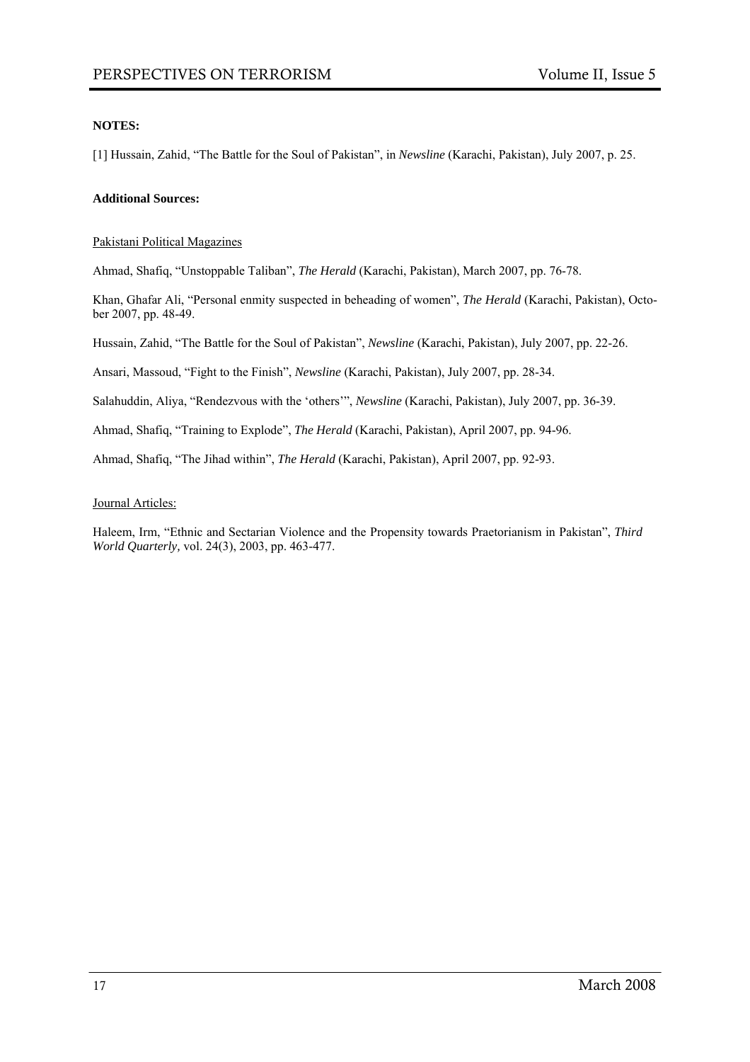**NOTES:**

[1] Hussain, Zahid, "The Battle for the Soul of Pakistan", in *Newsline* (Karachi, Pakistan), July 2007, p. 25.

**Additional Sources:**

Pakistani Political Magazines

Ahmad, Shafiq, "Unstoppable Taliban", *The Herald* (Karachi, Pakistan), March 2007, pp. 76-78.

Khan, Ghafar Ali, "Personal enmity suspected in beheading of women", *The Herald* (Karachi, Pakistan), October 2007, pp. 48-49.

Hussain, Zahid, "The Battle for the Soul of Pakistan", *Newsline* (Karachi, Pakistan), July 2007, pp. 22-26.

Ansari, Massoud, "Fight to the Finish", *Newsline* (Karachi, Pakistan), July 2007, pp. 28-34.

Salahuddin, Aliya, "Rendezvous with the 'others'", *Newsline* (Karachi, Pakistan), July 2007, pp. 36-39.

Ahmad, Shafiq, "Training to Explode", *The Herald* (Karachi, Pakistan), April 2007, pp. 94-96.

Ahmad, Shafiq, "The Jihad within", *The Herald* (Karachi, Pakistan), April 2007, pp. 92-93.

Journal Articles:

Haleem, Irm, "Ethnic and Sectarian Violence and the Propensity towards Praetorianism in Pakistan", *Third World Quarterly,* vol. 24(3), 2003, pp. 463-477.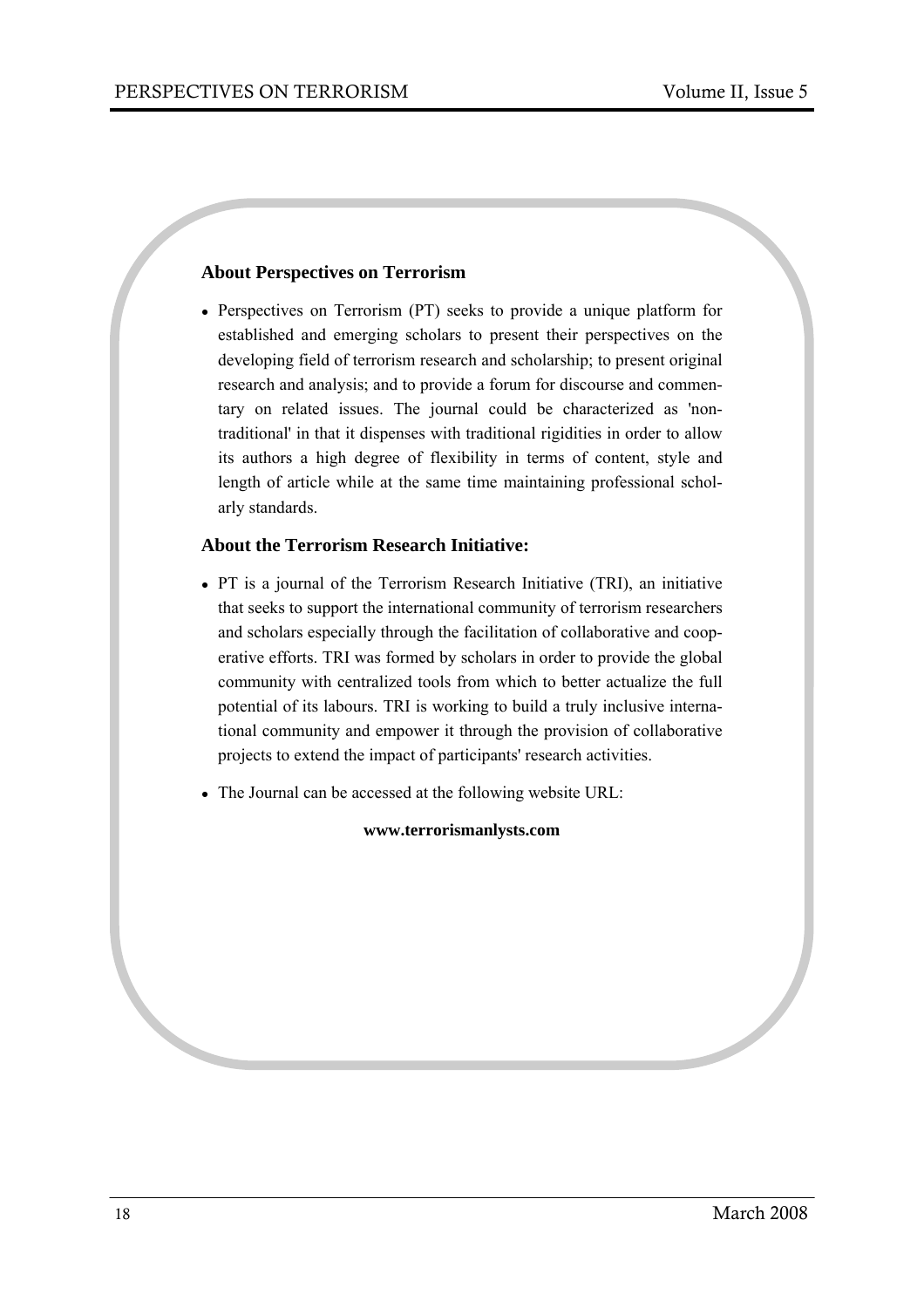### About Perspectives on Terrorism

- Perspectives on Terrorism (PT) seeks to provide a unique platform for established and emerging scholars to present their perspectives on the developing field of terrorism research and scholarship; to present original research and analysis; and to provide a forum for discourse and commentary on related issues. The journal could be characterized as 'non-traditional' in that it dispenses with traditional rigidities in order to allow its authors a high degree of flexibility in terms of content, style and length of article while at the same time maintaining professional scholarly standards.

### About the Terrorism Research Initiative:

- PT is a journal of the Terrorism Research Initiative (TRI), an initiative that seeks to support the international community of terrorism researchers and scholars especially through the facilitation of collaborative and cooperative efforts. TRI was formed by scholars in order to provide the global community with centralized tools from which to better actualize the full potential of its labours. TRI is working to build a truly inclusive international community and empower it through the provision of collaborative projects to extend the impact of participants' research activities.

- The Journal can be accessed at the following website URL:

**www.terrorismanlysts.com**